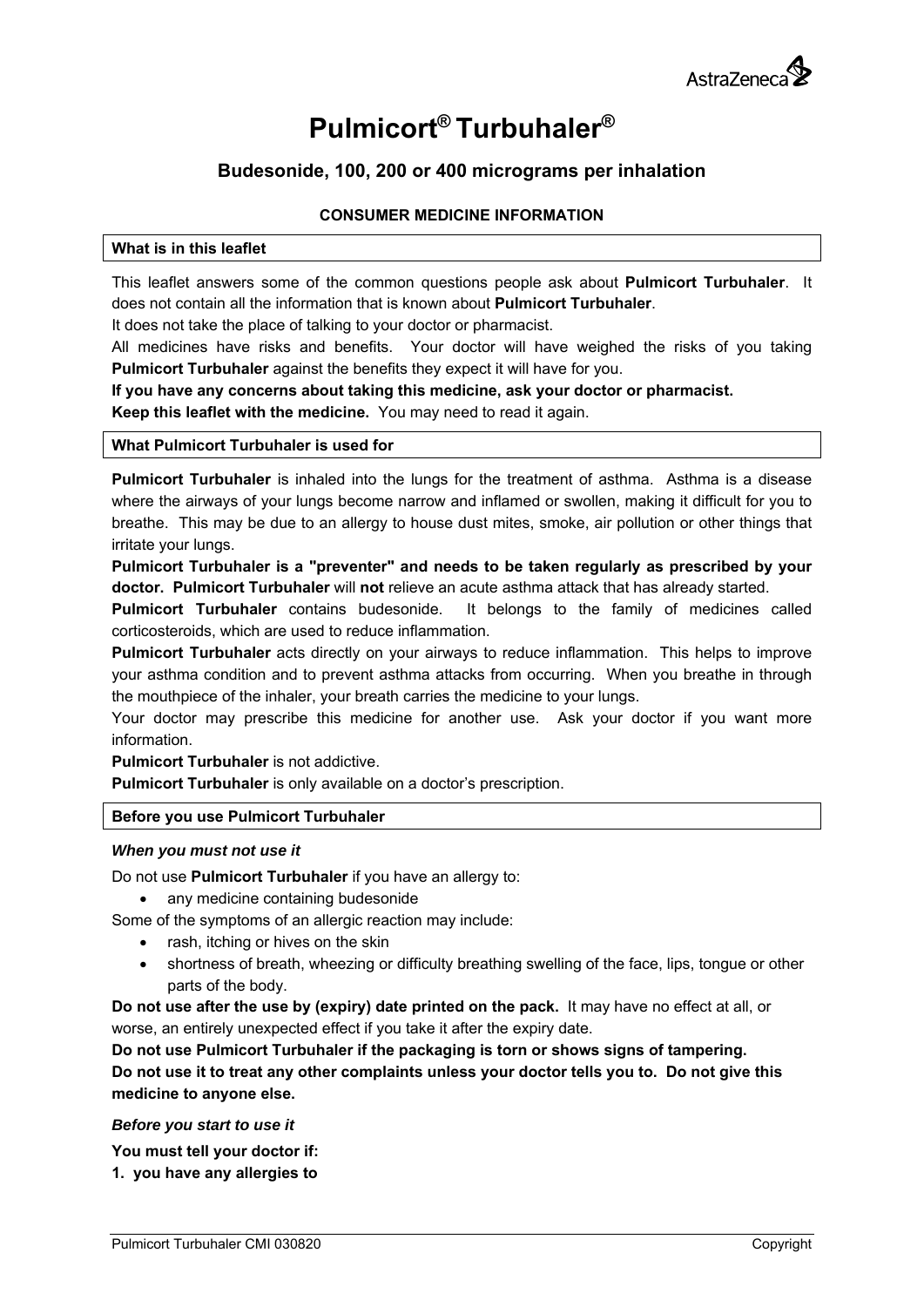AstraZeneca

# Pulmicort® Turbuhaler®

## Budesonide, 100, 200 or 400 micrograms per inhalation

**CONSUMER MEDICINE INFORMATION**

### What is in this leaflet

This leaflet answers some of the common questions people ask about **Pulmicort Turbuhaler**. It does not contain all the information that is known about **Pulmicort Turbuhaler**.

It does not take the place of talking to your doctor or pharmacist.

All medicines have risks and benefits. Your doctor will have weighed the risks of you taking **Pulmicort Turbuhaler** against the benefits they expect it will have for you.

**If you have any concerns about taking this medicine, ask your doctor or pharmacist.**

**Keep this leaflet with the medicine.** You may need to read it again.

### What Pulmicort Turbuhaler is used for

**Pulmicort Turbuhaler** is inhaled into the lungs for the treatment of asthma. Asthma is a disease where the airways of your lungs become narrow and inflamed or swollen, making it difficult for you to breathe. This may be due to an allergy to house dust mites, smoke, air pollution or other things that irritate your lungs.

**Pulmicort Turbuhaler is a "preventer" and needs to be taken regularly as prescribed by your doctor. Pulmicort Turbuhaler** will **not** relieve an acute asthma attack that has already started.

**Pulmicort Turbuhaler** contains budesonide. It belongs to the family of medicines called corticosteroids, which are used to reduce inflammation.

**Pulmicort Turbuhaler** acts directly on your airways to reduce inflammation. This helps to improve your asthma condition and to prevent asthma attacks from occurring. When you breathe in through the mouthpiece of the inhaler, your breath carries the medicine to your lungs.

Your doctor may prescribe this medicine for another use. Ask your doctor if you want more information.

**Pulmicort Turbuhaler** is not addictive.

**Pulmicort Turbuhaler** is only available on a doctor's prescription.

### Before you use Pulmicort Turbuhaler

***When you must not use it***

Do not use **Pulmicort Turbuhaler** if you have an allergy to:

- any medicine containing budesonide

Some of the symptoms of an allergic reaction may include:

- rash, itching or hives on the skin
- shortness of breath, wheezing or difficulty breathing swelling of the face, lips, tongue or other parts of the body.

**Do not use after the use by (expiry) date printed on the pack.** It may have no effect at all, or worse, an entirely unexpected effect if you take it after the expiry date.

**Do not use Pulmicort Turbuhaler if the packaging is torn or shows signs of tampering.**

**Do not use it to treat any other complaints unless your doctor tells you to. Do not give this medicine to anyone else.**

***Before you start to use it***

**You must tell your doctor if:**

**1. you have any allergies to**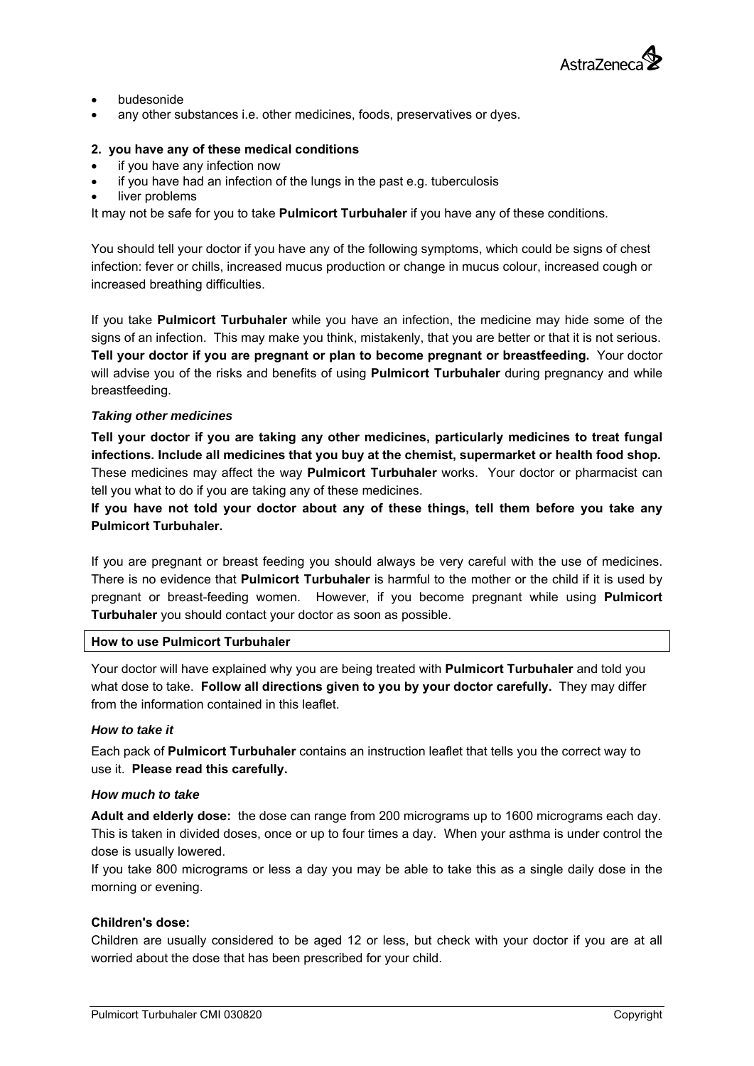- budesonide
- any other substances i.e. other medicines, foods, preservatives or dyes.

**2. you have any of these medical conditions**

- if you have any infection now
- if you have had an infection of the lungs in the past e.g. tuberculosis
- liver problems

It may not be safe for you to take **Pulmicort Turbuhaler** if you have any of these conditions.

You should tell your doctor if you have any of the following symptoms, which could be signs of chest infection: fever or chills, increased mucus production or change in mucus colour, increased cough or increased breathing difficulties.

If you take **Pulmicort Turbuhaler** while you have an infection, the medicine may hide some of the signs of an infection. This may make you think, mistakenly, that you are better or that it is not serious. **Tell your doctor if you are pregnant or plan to become pregnant or breastfeeding.** Your doctor will advise you of the risks and benefits of using **Pulmicort Turbuhaler** during pregnancy and while breastfeeding.

***Taking other medicines***

**Tell your doctor if you are taking any other medicines, particularly medicines to treat fungal infections. Include all medicines that you buy at the chemist, supermarket or health food shop.** These medicines may affect the way **Pulmicort Turbuhaler** works. Your doctor or pharmacist can tell you what to do if you are taking any of these medicines.

**If you have not told your doctor about any of these things, tell them before you take any Pulmicort Turbuhaler.**

If you are pregnant or breast feeding you should always be very careful with the use of medicines. There is no evidence that **Pulmicort Turbuhaler** is harmful to the mother or the child if it is used by pregnant or breast-feeding women. However, if you become pregnant while using **Pulmicort Turbuhaler** you should contact your doctor as soon as possible.

## How to use Pulmicort Turbuhaler

Your doctor will have explained why you are being treated with **Pulmicort Turbuhaler** and told you what dose to take. **Follow all directions given to you by your doctor carefully.** They may differ from the information contained in this leaflet.

***How to take it***

Each pack of **Pulmicort Turbuhaler** contains an instruction leaflet that tells you the correct way to use it. **Please read this carefully.**

***How much to take***

**Adult and elderly dose:** the dose can range from 200 micrograms up to 1600 micrograms each day. This is taken in divided doses, once or up to four times a day. When your asthma is under control the dose is usually lowered.

If you take 800 micrograms or less a day you may be able to take this as a single daily dose in the morning or evening.

**Children's dose:**

Children are usually considered to be aged 12 or less, but check with your doctor if you are at all worried about the dose that has been prescribed for your child.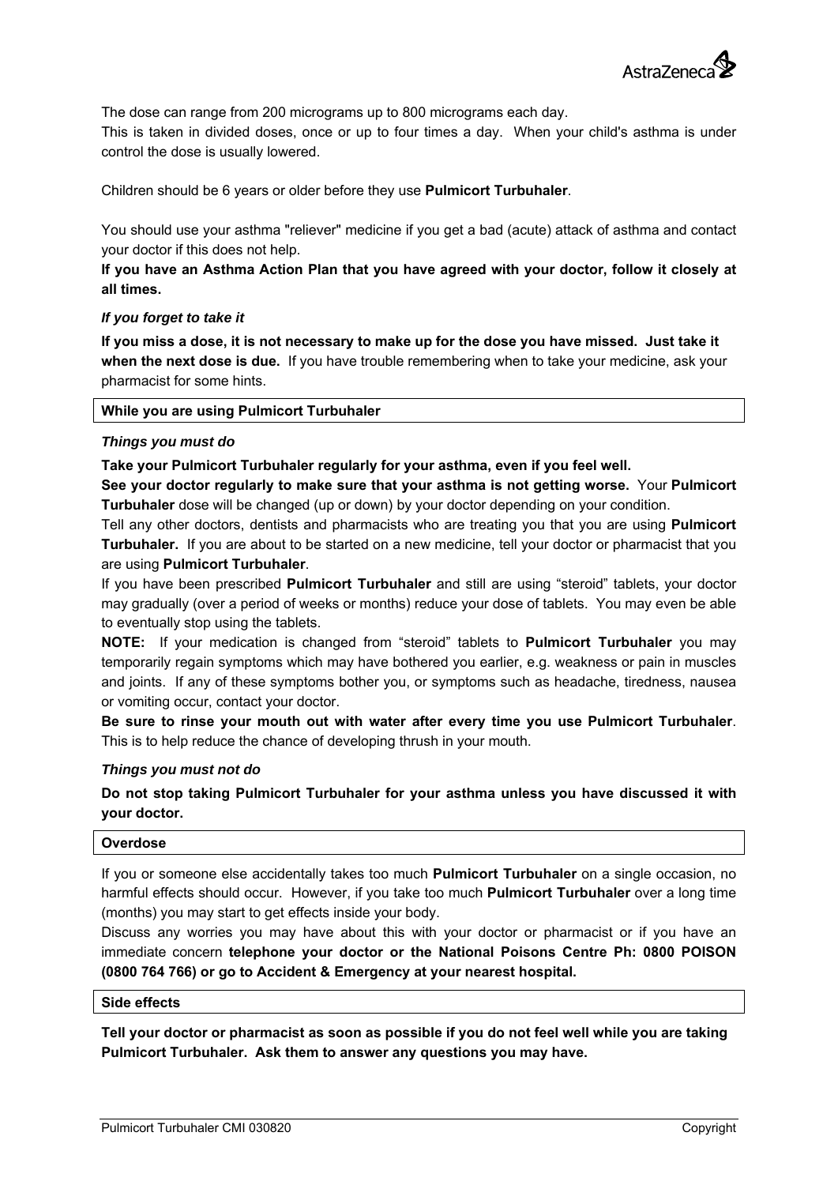The dose can range from 200 micrograms up to 800 micrograms each day.
This is taken in divided doses, once or up to four times a day. When your child's asthma is under control the dose is usually lowered.

Children should be 6 years or older before they use **Pulmicort Turbuhaler**.

You should use your asthma "reliever" medicine if you get a bad (acute) attack of asthma and contact your doctor if this does not help.
**If you have an Asthma Action Plan that you have agreed with your doctor, follow it closely at all times.**

### *If you forget to take it*

**If you miss a dose, it is not necessary to make up for the dose you have missed. Just take it when the next dose is due.** If you have trouble remembering when to take your medicine, ask your pharmacist for some hints.

## While you are using Pulmicort Turbuhaler

### *Things you must do*

**Take your Pulmicort Turbuhaler regularly for your asthma, even if you feel well.**
**See your doctor regularly to make sure that your asthma is not getting worse.** Your **Pulmicort Turbuhaler** dose will be changed (up or down) by your doctor depending on your condition.
Tell any other doctors, dentists and pharmacists who are treating you that you are using **Pulmicort Turbuhaler.** If you are about to be started on a new medicine, tell your doctor or pharmacist that you are using **Pulmicort Turbuhaler**.
If you have been prescribed **Pulmicort Turbuhaler** and still are using "steroid" tablets, your doctor may gradually (over a period of weeks or months) reduce your dose of tablets. You may even be able to eventually stop using the tablets.
**NOTE:** If your medication is changed from "steroid" tablets to **Pulmicort Turbuhaler** you may temporarily regain symptoms which may have bothered you earlier, e.g. weakness or pain in muscles and joints. If any of these symptoms bother you, or symptoms such as headache, tiredness, nausea or vomiting occur, contact your doctor.
**Be sure to rinse your mouth out with water after every time you use Pulmicort Turbuhaler**. This is to help reduce the chance of developing thrush in your mouth.

### *Things you must not do*

**Do not stop taking Pulmicort Turbuhaler for your asthma unless you have discussed it with your doctor.**

## Overdose

If you or someone else accidentally takes too much **Pulmicort Turbuhaler** on a single occasion, no harmful effects should occur. However, if you take too much **Pulmicort Turbuhaler** over a long time (months) you may start to get effects inside your body.
Discuss any worries you may have about this with your doctor or pharmacist or if you have an immediate concern **telephone your doctor or the National Poisons Centre Ph: 0800 POISON (0800 764 766) or go to Accident & Emergency at your nearest hospital.**

## Side effects

**Tell your doctor or pharmacist as soon as possible if you do not feel well while you are taking Pulmicort Turbuhaler. Ask them to answer any questions you may have.**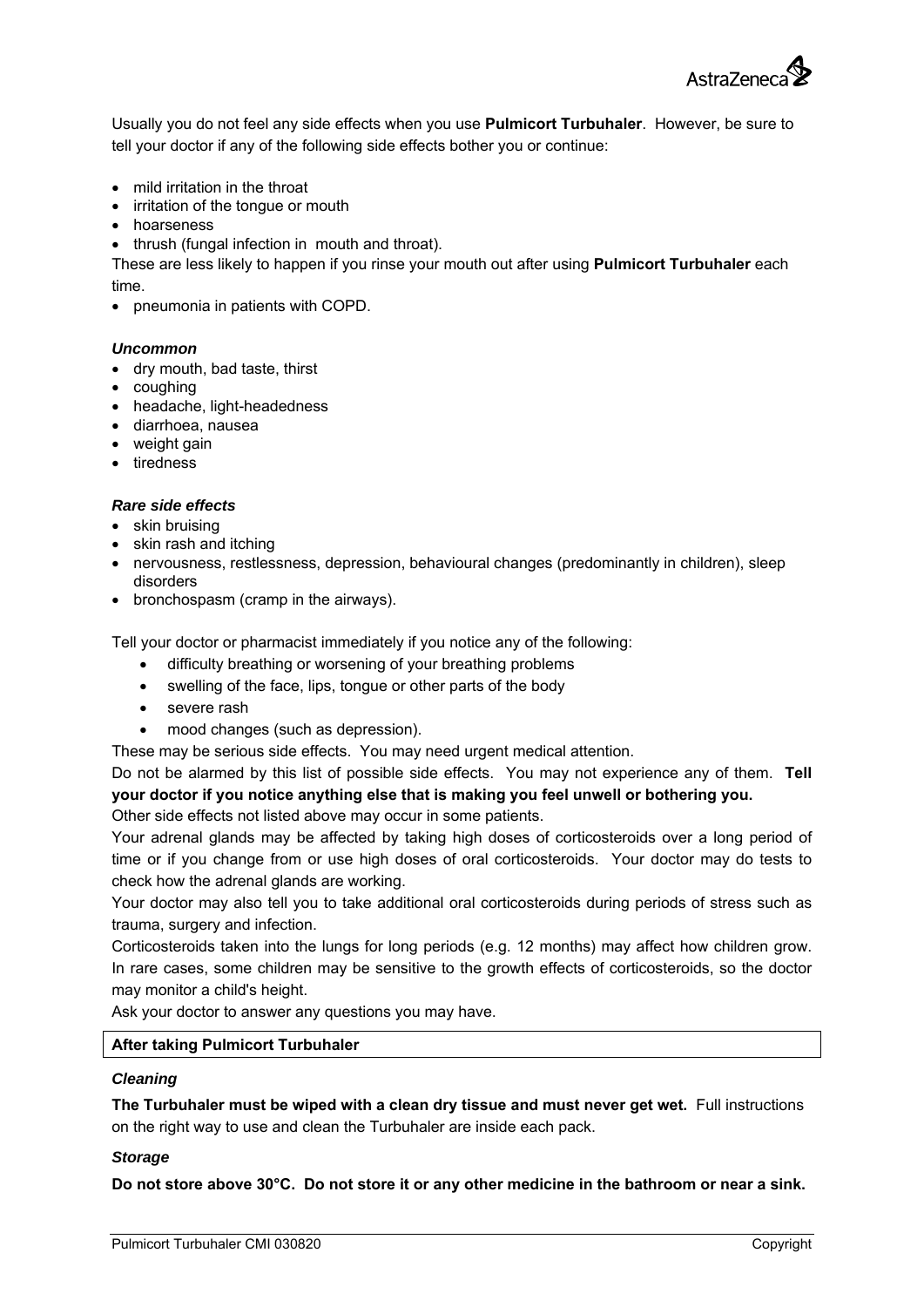Usually you do not feel any side effects when you use **Pulmicort Turbuhaler**. However, be sure to tell your doctor if any of the following side effects bother you or continue:

- mild irritation in the throat
- irritation of the tongue or mouth
- hoarseness
- thrush (fungal infection in mouth and throat).

These are less likely to happen if you rinse your mouth out after using **Pulmicort Turbuhaler** each time.

- pneumonia in patients with COPD.

***Uncommon***

- dry mouth, bad taste, thirst
- coughing
- headache, light-headedness
- diarrhoea, nausea
- weight gain
- tiredness

***Rare side effects***

- skin bruising
- skin rash and itching
- nervousness, restlessness, depression, behavioural changes (predominantly in children), sleep disorders
- bronchospasm (cramp in the airways).

Tell your doctor or pharmacist immediately if you notice any of the following:

- difficulty breathing or worsening of your breathing problems
- swelling of the face, lips, tongue or other parts of the body
- severe rash
- mood changes (such as depression).

These may be serious side effects. You may need urgent medical attention.

Do not be alarmed by this list of possible side effects. You may not experience any of them. **Tell your doctor if you notice anything else that is making you feel unwell or bothering you.**

Other side effects not listed above may occur in some patients.

Your adrenal glands may be affected by taking high doses of corticosteroids over a long period of time or if you change from or use high doses of oral corticosteroids. Your doctor may do tests to check how the adrenal glands are working.

Your doctor may also tell you to take additional oral corticosteroids during periods of stress such as trauma, surgery and infection.

Corticosteroids taken into the lungs for long periods (e.g. 12 months) may affect how children grow. In rare cases, some children may be sensitive to the growth effects of corticosteroids, so the doctor may monitor a child's height.

Ask your doctor to answer any questions you may have.

## After taking Pulmicort Turbuhaler

***Cleaning***

**The Turbuhaler must be wiped with a clean dry tissue and must never get wet.** Full instructions on the right way to use and clean the Turbuhaler are inside each pack.

***Storage***

**Do not store above 30°C. Do not store it or any other medicine in the bathroom or near a sink.**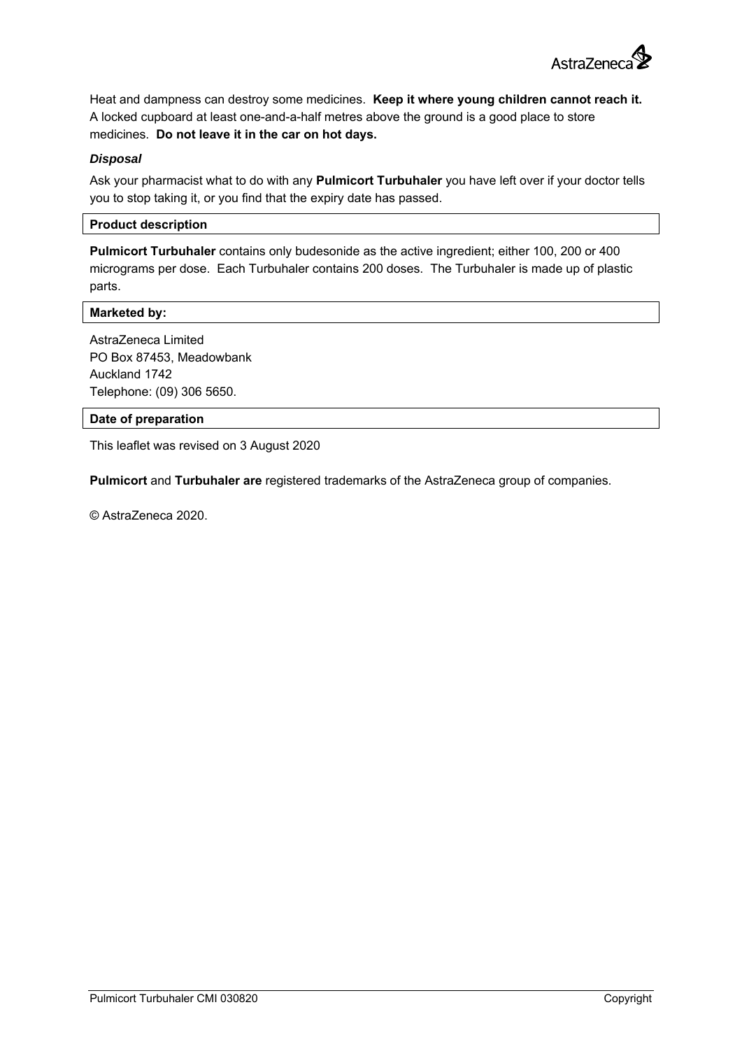Heat and dampness can destroy some medicines. **Keep it where young children cannot reach it.** A locked cupboard at least one-and-a-half metres above the ground is a good place to store medicines. **Do not leave it in the car on hot days.**

### *Disposal*

Ask your pharmacist what to do with any **Pulmicort Turbuhaler** you have left over if your doctor tells you to stop taking it, or you find that the expiry date has passed.

## Product description

**Pulmicort Turbuhaler** contains only budesonide as the active ingredient; either 100, 200 or 400 micrograms per dose. Each Turbuhaler contains 200 doses. The Turbuhaler is made up of plastic parts.

## Marketed by:

AstraZeneca Limited
PO Box 87453, Meadowbank
Auckland 1742
Telephone: (09) 306 5650.

## Date of preparation

This leaflet was revised on 3 August 2020

**Pulmicort** and **Turbuhaler are** registered trademarks of the AstraZeneca group of companies.

© AstraZeneca 2020.